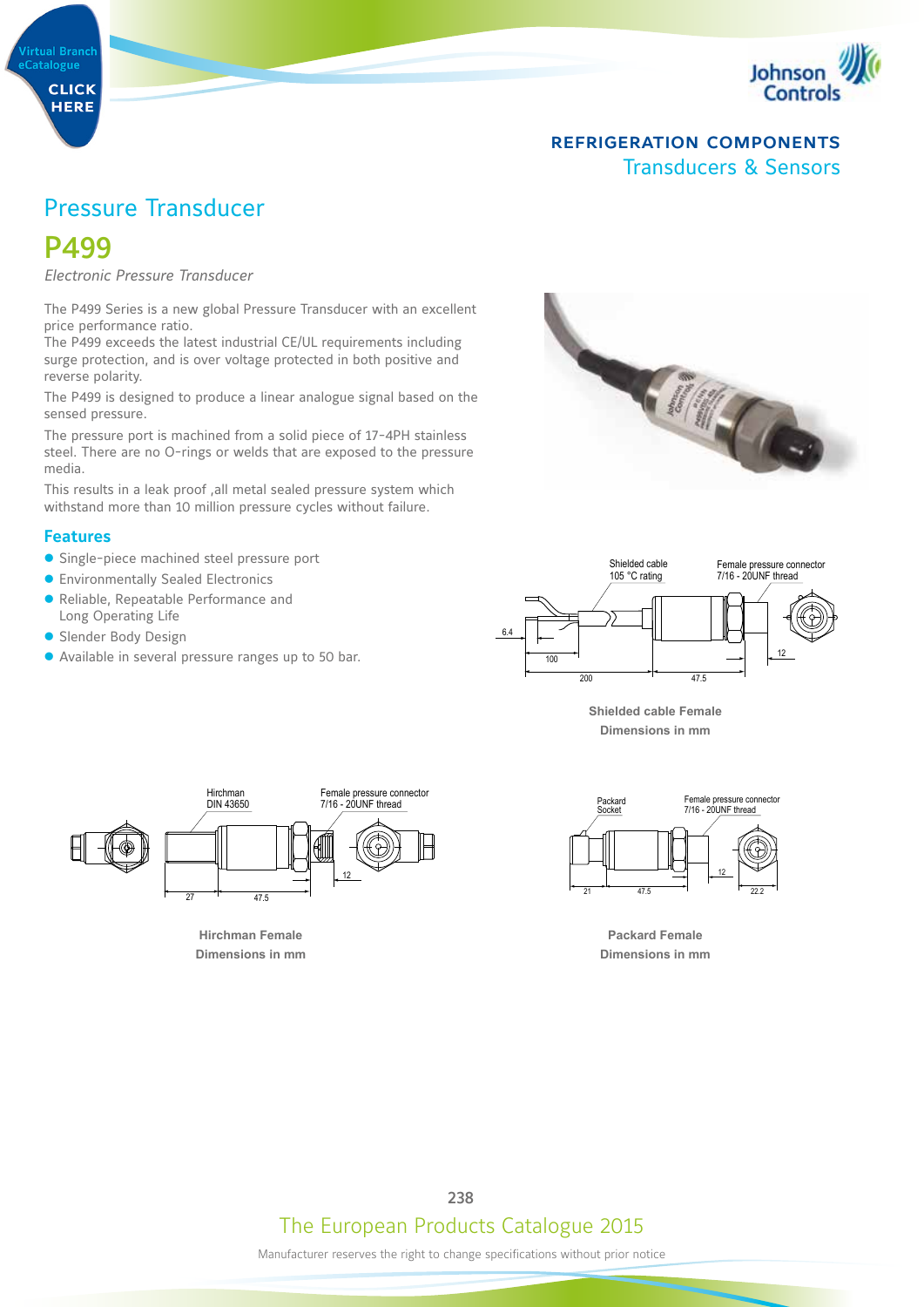REFRIGERATION COMPONENTS

Transducers & Sensors

# Pressure Transducer

# P499

*Electronic Pressure Transducer*

The P499 Series is a new global Pressure Transducer with an excellent price performance ratio.
The P499 exceeds the latest industrial CE/UL requirements including surge protection, and is over voltage protected in both positive and reverse polarity.

The P499 is designed to produce a linear analogue signal based on the sensed pressure.

The pressure port is machined from a solid piece of 17-4PH stainless steel. There are no O-rings or welds that are exposed to the pressure media.

This results in a leak proof ,all metal sealed pressure system which withstand more than 10 million pressure cycles without failure.

## Features

- Single-piece machined steel pressure port
- Environmentally Sealed Electronics
- Reliable, Repeatable Performance and Long Operating Life
- Slender Body Design
- Available in several pressure ranges up to 50 bar.

Shielded cable 105 °C rating

Female pressure connector 7/16 - 20UNF thread

6.4 100 200 47.5 12

**Shielded cable Female**
**Dimensions in mm**

Hirchman DIN 43650

Female pressure connector 7/16 - 20UNF thread

27 47.5 12

**Hirchman Female**
**Dimensions in mm**

Packard Socket

Female pressure connector 7/16 - 20UNF thread

21 47.5 12 22.2

**Packard Female**
**Dimensions in mm**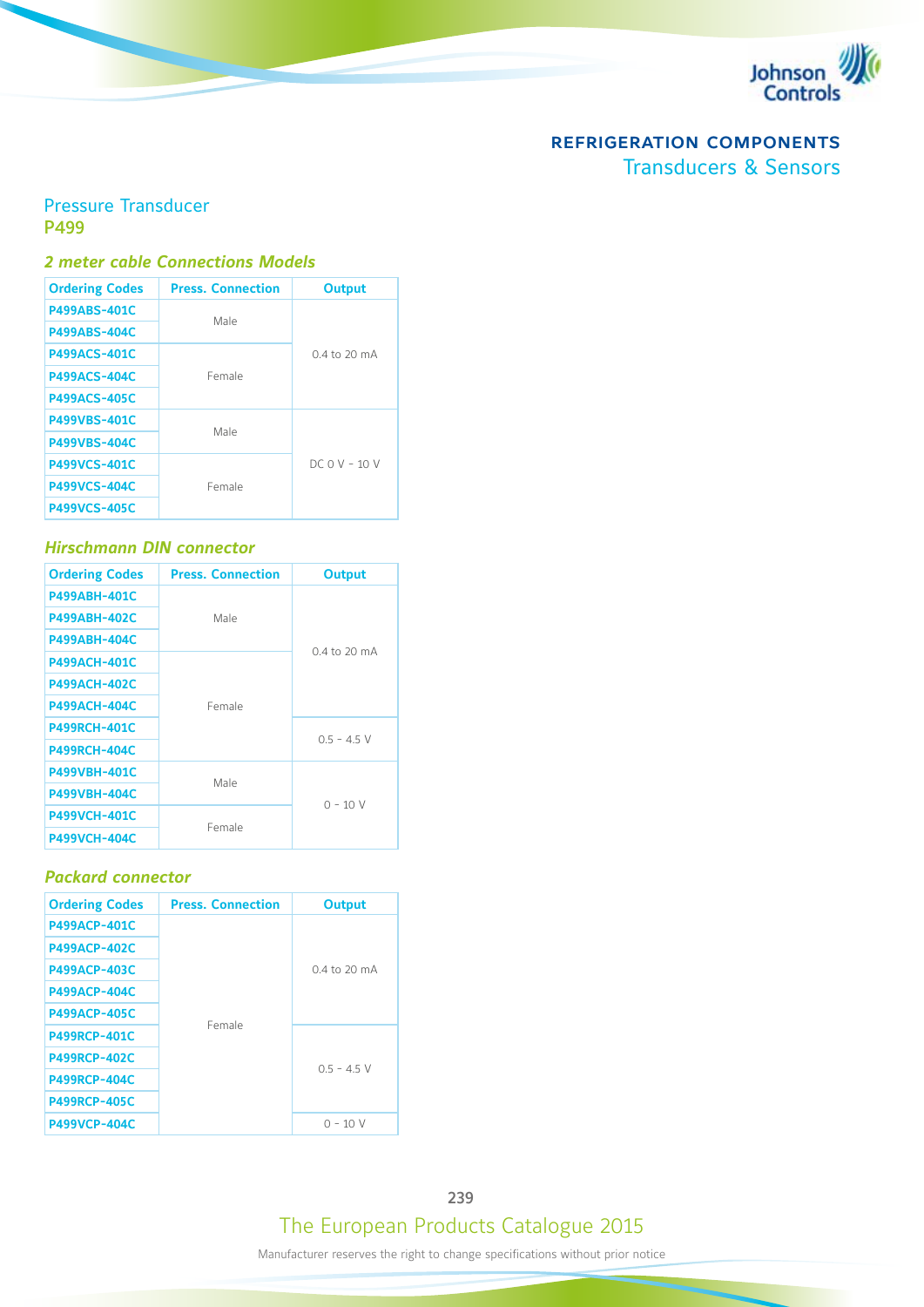## REFRIGERATION COMPONENTS
### Transducers & Sensors

## Pressure Transducer
## P499

### *2 meter cable Connections Models*

| Ordering Codes | Press. Connection | Output |
|---|---|---|
| P499ABS-401C | Male | 0.4 to 20 mA |
| P499ABS-404C | | |
| P499ACS-401C | Female | |
| P499ACS-404C | | |
| P499ACS-405C | | |
| P499VBS-401C | Male | DC 0 V - 10 V |
| P499VBS-404C | | |
| P499VCS-401C | Female | |
| P499VCS-404C | | |
| P499VCS-405C | | |

### *Hirschmann DIN connector*

| Ordering Codes | Press. Connection | Output |
|---|---|---|
| P499ABH-401C | Male | 0.4 to 20 mA |
| P499ABH-402C | | |
| P499ABH-404C | | |
| P499ACH-401C | Female | |
| P499ACH-402C | | |
| P499ACH-404C | | |
| P499RCH-401C | | 0.5 - 4.5 V |
| P499RCH-404C | | |
| P499VBH-401C | Male | 0 - 10 V |
| P499VBH-404C | | |
| P499VCH-401C | Female | |
| P499VCH-404C | | |

### *Packard connector*

| Ordering Codes | Press. Connection | Output |
|---|---|---|
| P499ACP-401C | Female | 0.4 to 20 mA |
| P499ACP-402C | | |
| P499ACP-403C | | |
| P499ACP-404C | | |
| P499ACP-405C | | |
| P499RCP-401C | | 0.5 - 4.5 V |
| P499RCP-402C | | |
| P499RCP-404C | | |
| P499RCP-405C | | |
| P499VCP-404C | | 0 - 10 V |

The European Products Catalogue 2015

Manufacturer reserves the right to change specifications without prior notice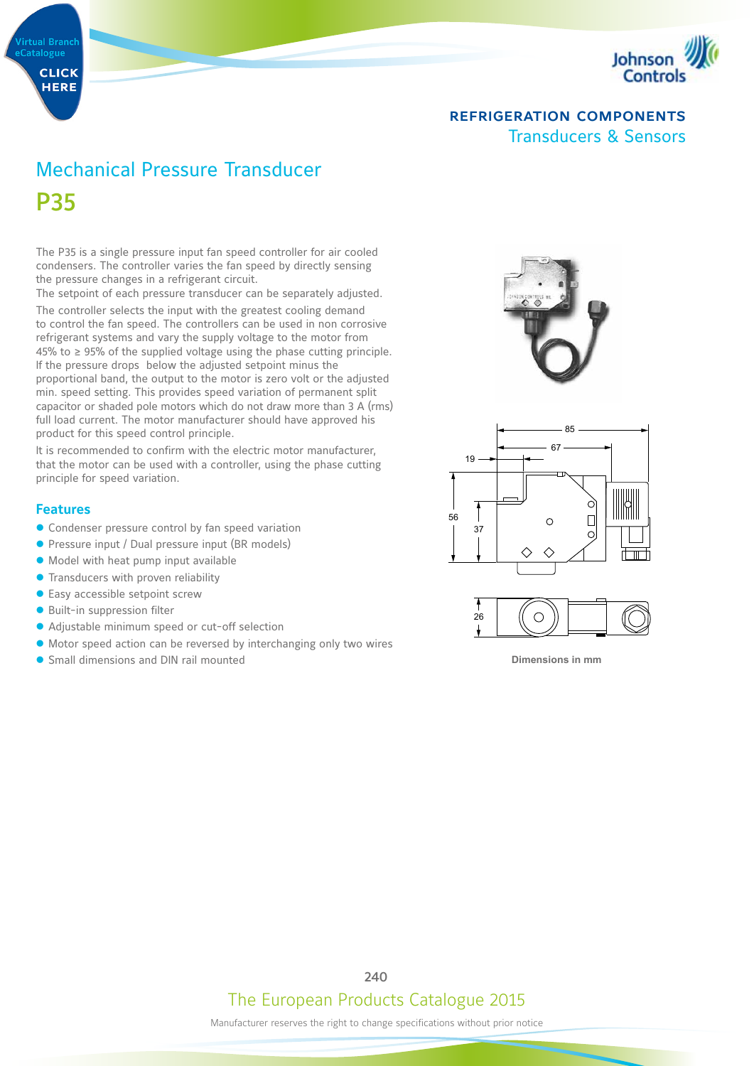REFRIGERATION COMPONENTS
Transducers & Sensors

# Mechanical Pressure Transducer

# P35

The P35 is a single pressure input fan speed controller for air cooled condensers. The controller varies the fan speed by directly sensing the pressure changes in a refrigerant circuit.
The setpoint of each pressure transducer can be separately adjusted.

The controller selects the input with the greatest cooling demand to control the fan speed. The controllers can be used in non corrosive refrigerant systems and vary the supply voltage to the motor from 45% to ≥ 95% of the supplied voltage using the phase cutting principle. If the pressure drops below the adjusted setpoint minus the proportional band, the output to the motor is zero volt or the adjusted min. speed setting. This provides speed variation of permanent split capacitor or shaded pole motors which do not draw more than 3 A (rms) full load current. The motor manufacturer should have approved his product for this speed control principle.

It is recommended to confirm with the electric motor manufacturer, that the motor can be used with a controller, using the phase cutting principle for speed variation.

## Features

- Condenser pressure control by fan speed variation
- Pressure input / Dual pressure input (BR models)
- Model with heat pump input available
- Transducers with proven reliability
- Easy accessible setpoint screw
- Built-in suppression filter
- Adjustable minimum speed or cut-off selection
- Motor speed action can be reversed by interchanging only two wires
- Small dimensions and DIN rail mounted

Dimensions in mm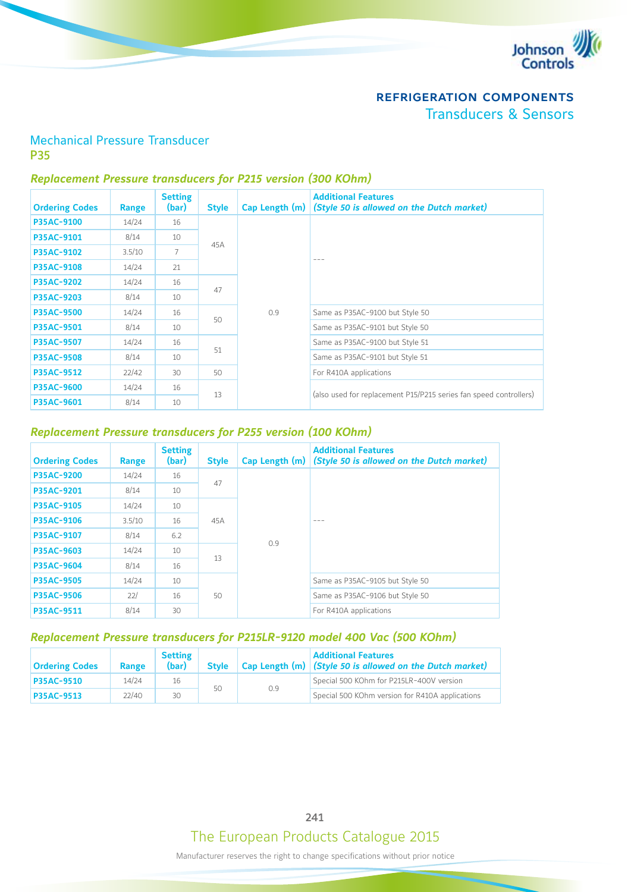## REFRIGERATION COMPONENTS
### Transducers & Sensors

## Mechanical Pressure Transducer
## P35

### *Replacement Pressure transducers for P215 version (300 KOhm)*

| Ordering Codes | Range | Setting (bar) | Style | Cap Length (m) | Additional Features *(Style 50 is allowed on the Dutch market)* |
|---|---|---|---|---|---|
| **P35AC-9100** | 14/24 | 16 | 45A | 0.9 | --- |
| **P35AC-9101** | 8/14 | 10 | | | |
| **P35AC-9102** | 3.5/10 | 7 | | | |
| **P35AC-9108** | 14/24 | 21 | | | |
| **P35AC-9202** | 14/24 | 16 | 47 | | |
| **P35AC-9203** | 8/14 | 10 | | | |
| **P35AC-9500** | 14/24 | 16 | 50 | | Same as P35AC-9100 but Style 50 |
| **P35AC-9501** | 8/14 | 10 | | | Same as P35AC-9101 but Style 50 |
| **P35AC-9507** | 14/24 | 16 | 51 | | Same as P35AC-9100 but Style 51 |
| **P35AC-9508** | 8/14 | 10 | | | Same as P35AC-9101 but Style 51 |
| **P35AC-9512** | 22/42 | 30 | 50 | | For R410A applications |
| **P35AC-9600** | 14/24 | 16 | 13 | | (also used for replacement P15/P215 series fan speed controllers) |
| **P35AC-9601** | 8/14 | 10 | | | |

### *Replacement Pressure transducers for P255 version (100 KOhm)*

| Ordering Codes | Range | Setting (bar) | Style | Cap Length (m) | Additional Features *(Style 50 is allowed on the Dutch market)* |
|---|---|---|---|---|---|
| **P35AC-9200** | 14/24 | 16 | 47 | 0.9 | --- |
| **P35AC-9201** | 8/14 | 10 | | | |
| **P35AC-9105** | 14/24 | 10 | 45A | | |
| **P35AC-9106** | 3.5/10 | 16 | | | |
| **P35AC-9107** | 8/14 | 6.2 | | | |
| **P35AC-9603** | 14/24 | 10 | 13 | | |
| **P35AC-9604** | 8/14 | 16 | | | |
| **P35AC-9505** | 14/24 | 10 | 50 | | Same as P35AC-9105 but Style 50 |
| **P35AC-9506** | 22/ | 16 | | | Same as P35AC-9106 but Style 50 |
| **P35AC-9511** | 8/14 | 30 | | | For R410A applications |

### *Replacement Pressure transducers for P215LR-9120 model 400 Vac (500 KOhm)*

| Ordering Codes | Range | Setting (bar) | Style | Cap Length (m) | Additional Features *(Style 50 is allowed on the Dutch market)* |
|---|---|---|---|---|---|
| **P35AC-9510** | 14/24 | 16 | 50 | 0.9 | Special 500 KOhm for P215LR-400V version |
| **P35AC-9513** | 22/40 | 30 | | | Special 500 KOhm version for R410A applications |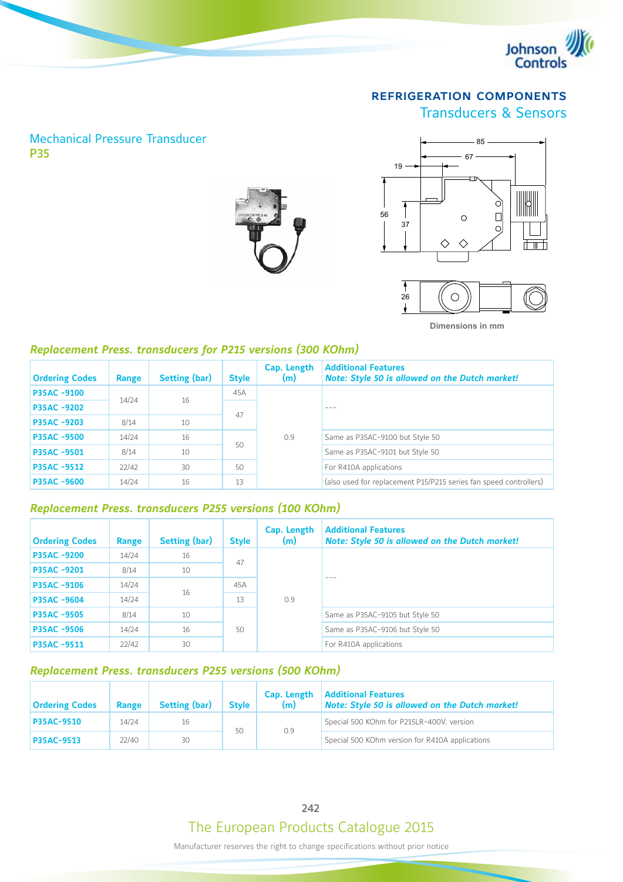## REFRIGERATION COMPONENTS

### Transducers & Sensors

## Mechanical Pressure Transducer
## P35

Dimensions in mm

### Replacement Press. transducers for P215 versions (300 KOhm)

| Ordering Codes | Range | Setting (bar) | Style | Cap. Length (m) | Additional Features *Note: Style 50 is allowed on the Dutch market!* |
|---|---|---|---|---|---|
| P35AC -9100 | 14/24 | 16 | 45A | 0.9 | --- |
| P35AC -9202 | 14/24 | 16 | 47 | 0.9 | --- |
| P35AC -9203 | 8/14 | 10 | 47 | 0.9 | --- |
| P35AC -9500 | 14/24 | 16 | 50 | 0.9 | Same as P35AC-9100 but Style 50 |
| P35AC -9501 | 8/14 | 10 | 50 | 0.9 | Same as P35AC-9101 but Style 50 |
| P35AC -9512 | 22/42 | 30 | 50 | 0.9 | For R410A applications |
| P35AC -9600 | 14/24 | 16 | 13 | 0.9 | (also used for replacement P15/P215 series fan speed controllers) |

### Replacement Press. transducers P255 versions (100 KOhm)

| Ordering Codes | Range | Setting (bar) | Style | Cap. Length (m) | Additional Features *Note: Style 50 is allowed on the Dutch market!* |
|---|---|---|---|---|---|
| P35AC -9200 | 14/24 | 16 | 47 | 0.9 | --- |
| P35AC -9201 | 8/14 | 10 | 47 | 0.9 | --- |
| P35AC -9106 | 14/24 | 16 | 45A | 0.9 | --- |
| P35AC -9604 | 14/24 | 16 | 13 | 0.9 | --- |
| P35AC -9505 | 8/14 | 10 | 50 | 0.9 | Same as P35AC-9105 but Style 50 |
| P35AC -9506 | 14/24 | 16 | 50 | 0.9 | Same as P35AC-9106 but Style 50 |
| P35AC -9511 | 22/42 | 30 | 50 | 0.9 | For R410A applications |

### Replacement Press. transducers P255 versions (500 KOhm)

| Ordering Codes | Range | Setting (bar) | Style | Cap. Length (m) | Additional Features *Note: Style 50 is allowed on the Dutch market!* |
|---|---|---|---|---|---|
| P35AC-9510 | 14/24 | 16 | 50 | 0.9 | Special 500 KOhm for P215LR-400V. version |
| P35AC-9513 | 22/40 | 30 | 50 | 0.9 | Special 500 KOhm version for R410A applications |

Manufacturer reserves the right to change specifications without prior notice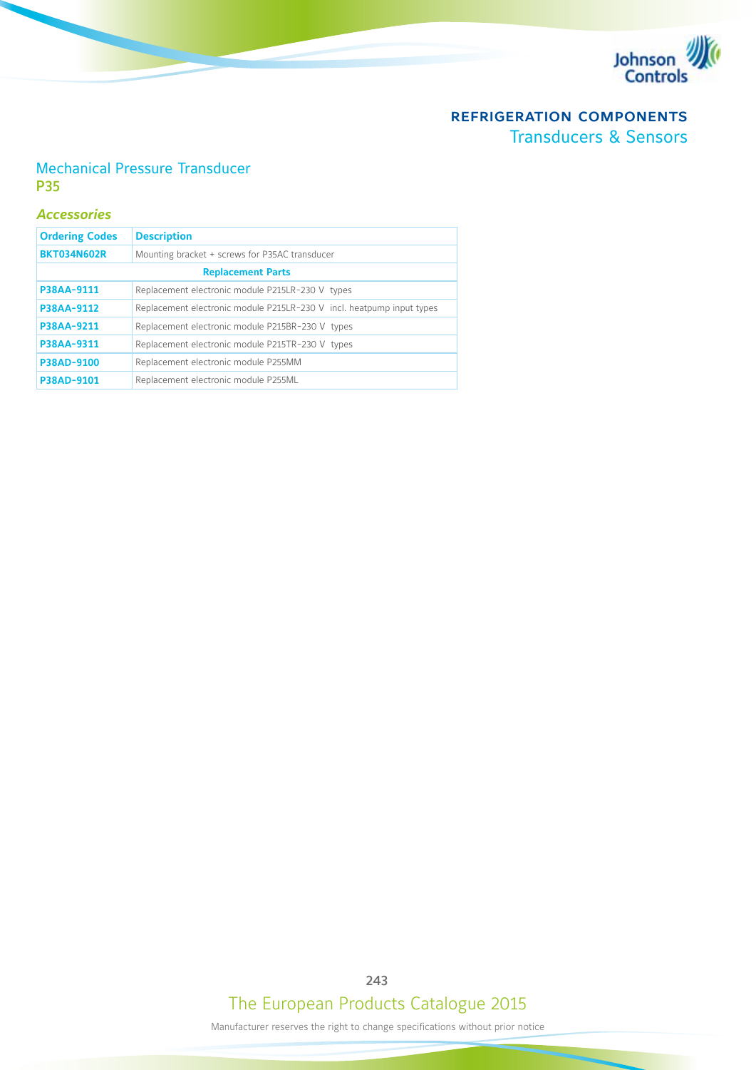## Mechanical Pressure Transducer
**P35**

### *Accessories*

| Ordering Codes | Description |
|---|---|
| **BKT034N602R** | Mounting bracket + screws for P35AC transducer |
| **Replacement Parts** | |
| **P38AA-9111** | Replacement electronic module P215LR-230 V types |
| **P38AA-9112** | Replacement electronic module P215LR-230 V incl. heatpump input types |
| **P38AA-9211** | Replacement electronic module P215BR-230 V types |
| **P38AA-9311** | Replacement electronic module P215TR-230 V types |
| **P38AD-9100** | Replacement electronic module P255MM |
| **P38AD-9101** | Replacement electronic module P255ML |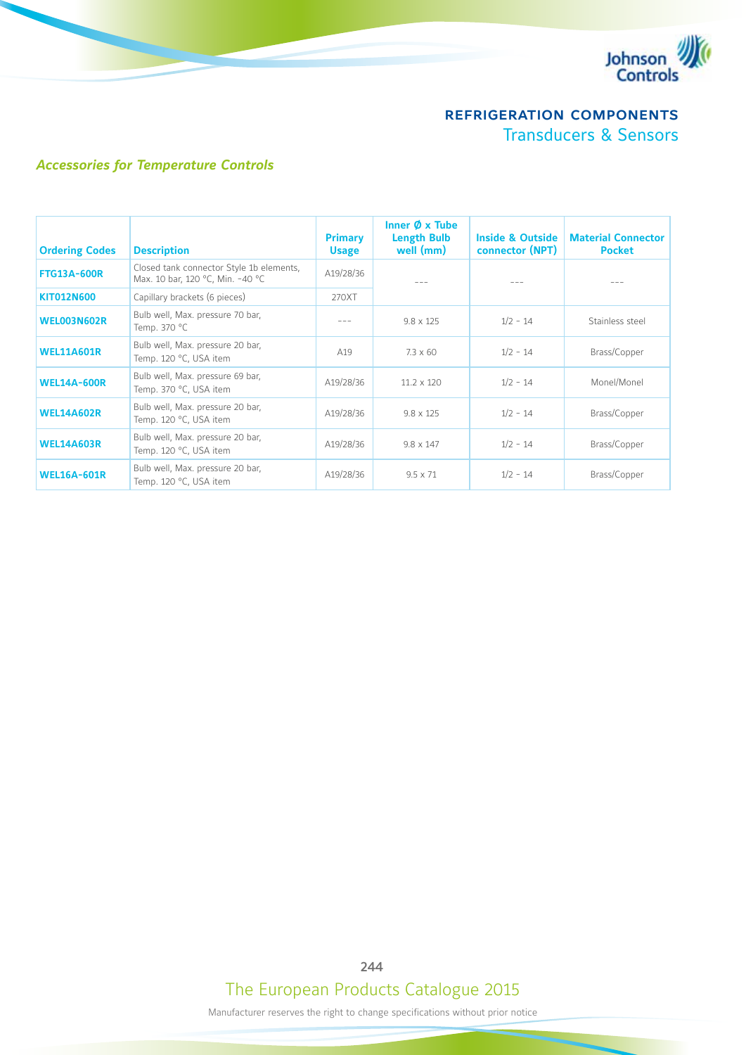## REFRIGERATION COMPONENTS

### Transducers & Sensors

*Accessories for Temperature Controls*

| Ordering Codes | Description | Primary Usage | Inner Ø x Tube Length Bulb well (mm) | Inside & Outside connector (NPT) | Material Connector Pocket |
|---|---|---|---|---|---|
| FTG13A-600R | Closed tank connector Style 1b elements, Max. 10 bar, 120 °C, Min. -40 °C | A19/28/36 | --- | --- | --- |
| KIT012N600 | Capillary brackets (6 pieces) | 270XT | | | |
| WEL003N602R | Bulb well, Max. pressure 70 bar, Temp. 370 °C | --- | 9.8 x 125 | 1/2 - 14 | Stainless steel |
| WEL11A601R | Bulb well, Max. pressure 20 bar, Temp. 120 °C, USA item | A19 | 7.3 x 60 | 1/2 - 14 | Brass/Copper |
| WEL14A-600R | Bulb well, Max. pressure 69 bar, Temp. 370 °C, USA item | A19/28/36 | 11.2 x 120 | 1/2 - 14 | Monel/Monel |
| WEL14A602R | Bulb well, Max. pressure 20 bar, Temp. 120 °C, USA item | A19/28/36 | 9.8 x 125 | 1/2 - 14 | Brass/Copper |
| WEL14A603R | Bulb well, Max. pressure 20 bar, Temp. 120 °C, USA item | A19/28/36 | 9.8 x 147 | 1/2 - 14 | Brass/Copper |
| WEL16A-601R | Bulb well, Max. pressure 20 bar, Temp. 120 °C, USA item | A19/28/36 | 9.5 x 71 | 1/2 - 14 | Brass/Copper |